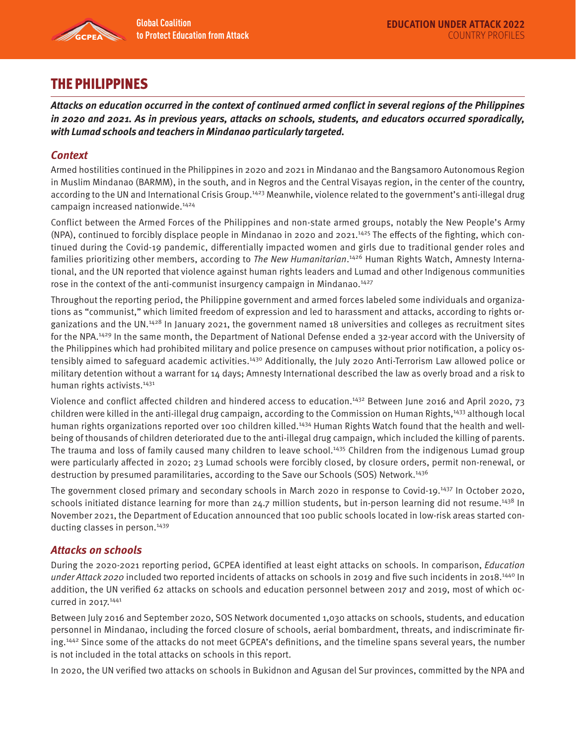# THE PHILIPPINES

***Attacks on education occurred in the context of continued armed conflict in several regions of the Philippines in 2020 and 2021. As in previous years, attacks on schools, students, and educators occurred sporadically, with Lumad schools and teachers in Mindanao particularly targeted.***

## *Context*

Armed hostilities continued in the Philippines in 2020 and 2021 in Mindanao and the Bangsamoro Autonomous Region in Muslim Mindanao (BARMM), in the south, and in Negros and the Central Visayas region, in the center of the country, according to the UN and International Crisis Group.[1423] Meanwhile, violence related to the government's anti-illegal drug campaign increased nationwide.[1424]

Conflict between the Armed Forces of the Philippines and non-state armed groups, notably the New People's Army (NPA), continued to forcibly displace people in Mindanao in 2020 and 2021.[1425] The effects of the fighting, which continued during the Covid-19 pandemic, differentially impacted women and girls due to traditional gender roles and families prioritizing other members, according to *The New Humanitarian*.[1426] Human Rights Watch, Amnesty International, and the UN reported that violence against human rights leaders and Lumad and other Indigenous communities rose in the context of the anti-communist insurgency campaign in Mindanao.[1427]

Throughout the reporting period, the Philippine government and armed forces labeled some individuals and organizations as "communist," which limited freedom of expression and led to harassment and attacks, according to rights organizations and the UN.[1428] In January 2021, the government named 18 universities and colleges as recruitment sites for the NPA.[1429] In the same month, the Department of National Defense ended a 32-year accord with the University of the Philippines which had prohibited military and police presence on campuses without prior notification, a policy ostensibly aimed to safeguard academic activities.[1430] Additionally, the July 2020 Anti-Terrorism Law allowed police or military detention without a warrant for 14 days; Amnesty International described the law as overly broad and a risk to human rights activists.[1431]

Violence and conflict affected children and hindered access to education.[1432] Between June 2016 and April 2020, 73 children were killed in the anti-illegal drug campaign, according to the Commission on Human Rights,[1433] although local human rights organizations reported over 100 children killed.[1434] Human Rights Watch found that the health and well-being of thousands of children deteriorated due to the anti-illegal drug campaign, which included the killing of parents. The trauma and loss of family caused many children to leave school.[1435] Children from the indigenous Lumad group were particularly affected in 2020; 23 Lumad schools were forcibly closed, by closure orders, permit non-renewal, or destruction by presumed paramilitaries, according to the Save our Schools (SOS) Network.[1436]

The government closed primary and secondary schools in March 2020 in response to Covid-19.[1437] In October 2020, schools initiated distance learning for more than 24.7 million students, but in-person learning did not resume.[1438] In November 2021, the Department of Education announced that 100 public schools located in low-risk areas started conducting classes in person.[1439]

## *Attacks on schools*

During the 2020-2021 reporting period, GCPEA identified at least eight attacks on schools. In comparison, *Education under Attack 2020* included two reported incidents of attacks on schools in 2019 and five such incidents in 2018.[1440] In addition, the UN verified 62 attacks on schools and education personnel between 2017 and 2019, most of which occurred in 2017.[1441]

Between July 2016 and September 2020, SOS Network documented 1,030 attacks on schools, students, and education personnel in Mindanao, including the forced closure of schools, aerial bombardment, threats, and indiscriminate firing.[1442] Since some of the attacks do not meet GCPEA's definitions, and the timeline spans several years, the number is not included in the total attacks on schools in this report.

In 2020, the UN verified two attacks on schools in Bukidnon and Agusan del Sur provinces, committed by the NPA and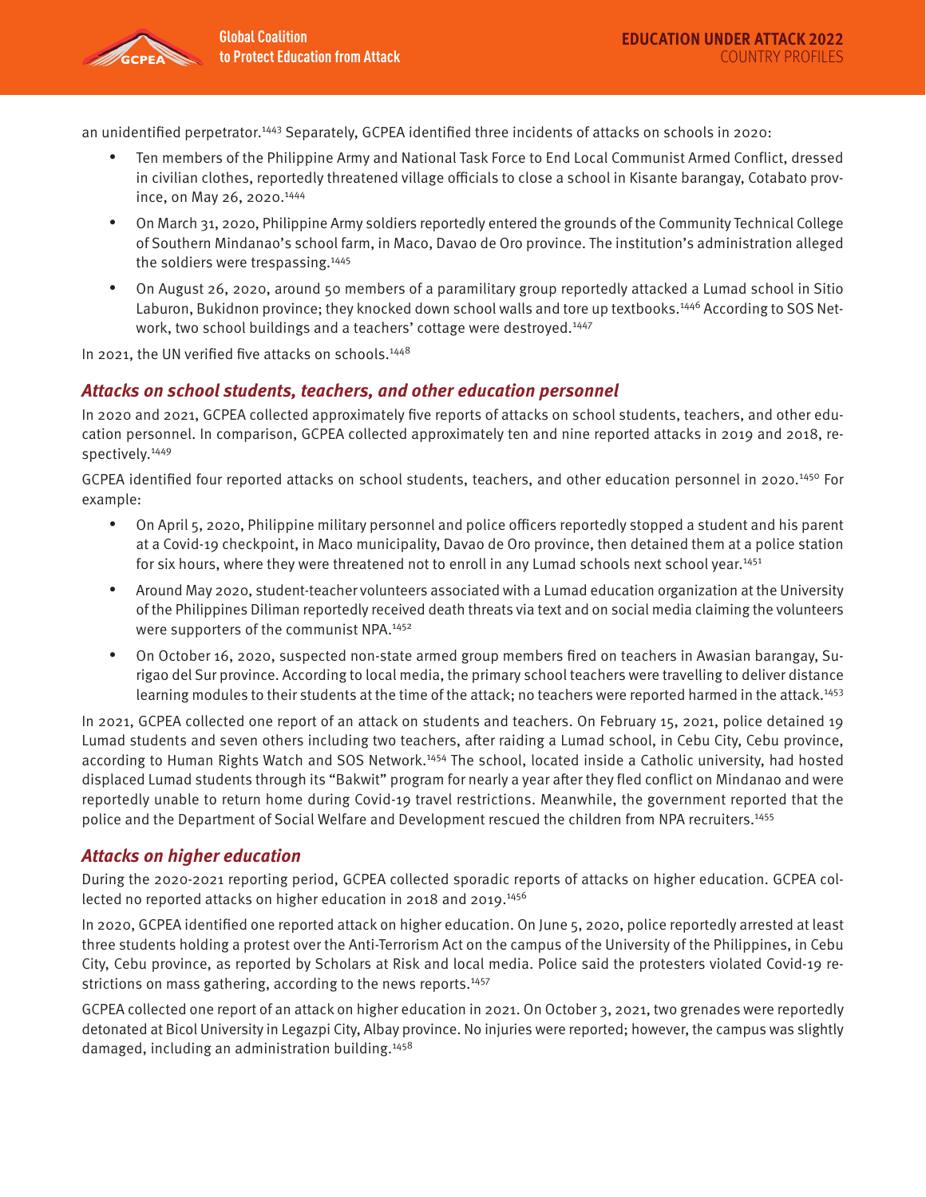an unidentified perpetrator.[1443] Separately, GCPEA identified three incidents of attacks on schools in 2020:

- Ten members of the Philippine Army and National Task Force to End Local Communist Armed Conflict, dressed in civilian clothes, reportedly threatened village officials to close a school in Kisante barangay, Cotabato province, on May 26, 2020.[1444]
- On March 31, 2020, Philippine Army soldiers reportedly entered the grounds of the Community Technical College of Southern Mindanao's school farm, in Maco, Davao de Oro province. The institution's administration alleged the soldiers were trespassing.[1445]
- On August 26, 2020, around 50 members of a paramilitary group reportedly attacked a Lumad school in Sitio Laburon, Bukidnon province; they knocked down school walls and tore up textbooks.[1446] According to SOS Network, two school buildings and a teachers' cottage were destroyed.[1447]

In 2021, the UN verified five attacks on schools.[1448]

### *Attacks on school students, teachers, and other education personnel*

In 2020 and 2021, GCPEA collected approximately five reports of attacks on school students, teachers, and other education personnel. In comparison, GCPEA collected approximately ten and nine reported attacks in 2019 and 2018, respectively.[1449]

GCPEA identified four reported attacks on school students, teachers, and other education personnel in 2020.[1450] For example:

- On April 5, 2020, Philippine military personnel and police officers reportedly stopped a student and his parent at a Covid-19 checkpoint, in Maco municipality, Davao de Oro province, then detained them at a police station for six hours, where they were threatened not to enroll in any Lumad schools next school year.[1451]
- Around May 2020, student-teacher volunteers associated with a Lumad education organization at the University of the Philippines Diliman reportedly received death threats via text and on social media claiming the volunteers were supporters of the communist NPA.[1452]
- On October 16, 2020, suspected non-state armed group members fired on teachers in Awasian barangay, Surigao del Sur province. According to local media, the primary school teachers were travelling to deliver distance learning modules to their students at the time of the attack; no teachers were reported harmed in the attack.[1453]

In 2021, GCPEA collected one report of an attack on students and teachers. On February 15, 2021, police detained 19 Lumad students and seven others including two teachers, after raiding a Lumad school, in Cebu City, Cebu province, according to Human Rights Watch and SOS Network.[1454] The school, located inside a Catholic university, had hosted displaced Lumad students through its "Bakwit" program for nearly a year after they fled conflict on Mindanao and were reportedly unable to return home during Covid-19 travel restrictions. Meanwhile, the government reported that the police and the Department of Social Welfare and Development rescued the children from NPA recruiters.[1455]

### *Attacks on higher education*

During the 2020-2021 reporting period, GCPEA collected sporadic reports of attacks on higher education. GCPEA collected no reported attacks on higher education in 2018 and 2019.[1456]

In 2020, GCPEA identified one reported attack on higher education. On June 5, 2020, police reportedly arrested at least three students holding a protest over the Anti-Terrorism Act on the campus of the University of the Philippines, in Cebu City, Cebu province, as reported by Scholars at Risk and local media. Police said the protesters violated Covid-19 restrictions on mass gathering, according to the news reports.[1457]

GCPEA collected one report of an attack on higher education in 2021. On October 3, 2021, two grenades were reportedly detonated at Bicol University in Legazpi City, Albay province. No injuries were reported; however, the campus was slightly damaged, including an administration building.[1458]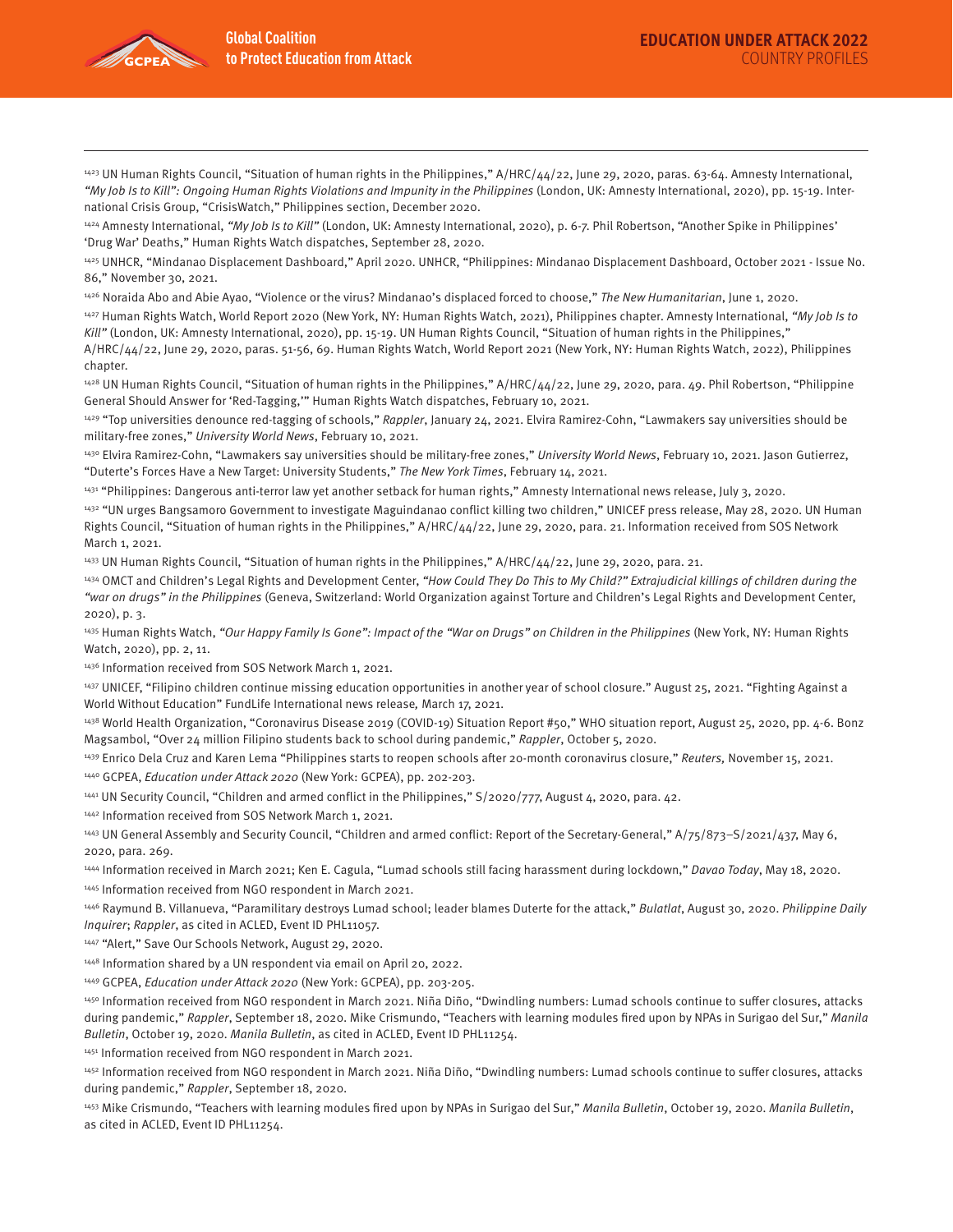[1423] UN Human Rights Council, "Situation of human rights in the Philippines," A/HRC/44/22, June 29, 2020, paras. 63-64. Amnesty International, *"My Job Is to Kill": Ongoing Human Rights Violations and Impunity in the Philippines* (London, UK: Amnesty International, 2020), pp. 15-19. International Crisis Group, "CrisisWatch," Philippines section, December 2020.

[1424] Amnesty International, *"My Job Is to Kill"* (London, UK: Amnesty International, 2020), p. 6-7. Phil Robertson, "Another Spike in Philippines' 'Drug War' Deaths," Human Rights Watch dispatches, September 28, 2020.

[1425] UNHCR, "Mindanao Displacement Dashboard," April 2020. UNHCR, "Philippines: Mindanao Displacement Dashboard, October 2021 - Issue No. 86," November 30, 2021.

[1426] Noraida Abo and Abie Ayao, "Violence or the virus? Mindanao's displaced forced to choose," *The New Humanitarian*, June 1, 2020.

[1427] Human Rights Watch, World Report 2020 (New York, NY: Human Rights Watch, 2021), Philippines chapter. Amnesty International, *"My Job Is to Kill"* (London, UK: Amnesty International, 2020), pp. 15-19. UN Human Rights Council, "Situation of human rights in the Philippines," A/HRC/44/22, June 29, 2020, paras. 51-56, 69. Human Rights Watch, World Report 2021 (New York, NY: Human Rights Watch, 2022), Philippines chapter.

[1428] UN Human Rights Council, "Situation of human rights in the Philippines," A/HRC/44/22, June 29, 2020, para. 49. Phil Robertson, "Philippine General Should Answer for 'Red-Tagging,'" Human Rights Watch dispatches, February 10, 2021.

[1429] "Top universities denounce red-tagging of schools," *Rappler*, January 24, 2021. Elvira Ramirez-Cohn, "Lawmakers say universities should be military-free zones," *University World News*, February 10, 2021.

[1430] Elvira Ramirez-Cohn, "Lawmakers say universities should be military-free zones," *University World News*, February 10, 2021. Jason Gutierrez, "Duterte's Forces Have a New Target: University Students," *The New York Times*, February 14, 2021.

[1431] "Philippines: Dangerous anti-terror law yet another setback for human rights," Amnesty International news release, July 3, 2020.

[1432] "UN urges Bangsamoro Government to investigate Maguindanao conflict killing two children," UNICEF press release, May 28, 2020. UN Human Rights Council, "Situation of human rights in the Philippines," A/HRC/44/22, June 29, 2020, para. 21. Information received from SOS Network March 1, 2021.

[1433] UN Human Rights Council, "Situation of human rights in the Philippines," A/HRC/44/22, June 29, 2020, para. 21.

[1434] OMCT and Children's Legal Rights and Development Center, *"How Could They Do This to My Child?" Extrajudicial killings of children during the "war on drugs" in the Philippines* (Geneva, Switzerland: World Organization against Torture and Children's Legal Rights and Development Center, 2020), p. 3.

[1435] Human Rights Watch, *"Our Happy Family Is Gone": Impact of the "War on Drugs" on Children in the Philippines* (New York, NY: Human Rights Watch, 2020), pp. 2, 11.

[1436] Information received from SOS Network March 1, 2021.

[1437] UNICEF, "Filipino children continue missing education opportunities in another year of school closure." August 25, 2021. "Fighting Against a World Without Education" FundLife International news release*,* March 17, 2021.

[1438] World Health Organization, "Coronavirus Disease 2019 (COVID-19) Situation Report #50," WHO situation report, August 25, 2020, pp. 4-6. Bonz Magsambol, "Over 24 million Filipino students back to school during pandemic," *Rappler*, October 5, 2020.

[1439] Enrico Dela Cruz and Karen Lema "Philippines starts to reopen schools after 20-month coronavirus closure," *Reuters,* November 15, 2021.

[1440] GCPEA, *Education under Attack 2020* (New York: GCPEA), pp. 202-203.

[1441] UN Security Council, "Children and armed conflict in the Philippines," S/2020/777, August 4, 2020, para. 42.

[1442] Information received from SOS Network March 1, 2021.

[1443] UN General Assembly and Security Council, "Children and armed conflict: Report of the Secretary-General," A/75/873–S/2021/437, May 6, 2020, para. 269.

[1444] Information received in March 2021; Ken E. Cagula, "Lumad schools still facing harassment during lockdown," *Davao Today*, May 18, 2020.

[1445] Information received from NGO respondent in March 2021.

[1446] Raymund B. Villanueva, "Paramilitary destroys Lumad school; leader blames Duterte for the attack," *Bulatlat*, August 30, 2020. *Philippine Daily Inquirer*; *Rappler*, as cited in ACLED, Event ID PHL11057.

[1447] "Alert," Save Our Schools Network, August 29, 2020.

[1448] Information shared by a UN respondent via email on April 20, 2022.

[1449] GCPEA, *Education under Attack 2020* (New York: GCPEA), pp. 203-205.

[1450] Information received from NGO respondent in March 2021. Niña Diño, "Dwindling numbers: Lumad schools continue to suffer closures, attacks during pandemic," *Rappler*, September 18, 2020. Mike Crismundo, "Teachers with learning modules fired upon by NPAs in Surigao del Sur," *Manila Bulletin*, October 19, 2020. *Manila Bulletin*, as cited in ACLED, Event ID PHL11254.

[1451] Information received from NGO respondent in March 2021.

[1452] Information received from NGO respondent in March 2021. Niña Diño, "Dwindling numbers: Lumad schools continue to suffer closures, attacks during pandemic," *Rappler*, September 18, 2020.

[1453] Mike Crismundo, "Teachers with learning modules fired upon by NPAs in Surigao del Sur," *Manila Bulletin*, October 19, 2020. *Manila Bulletin*, as cited in ACLED, Event ID PHL11254.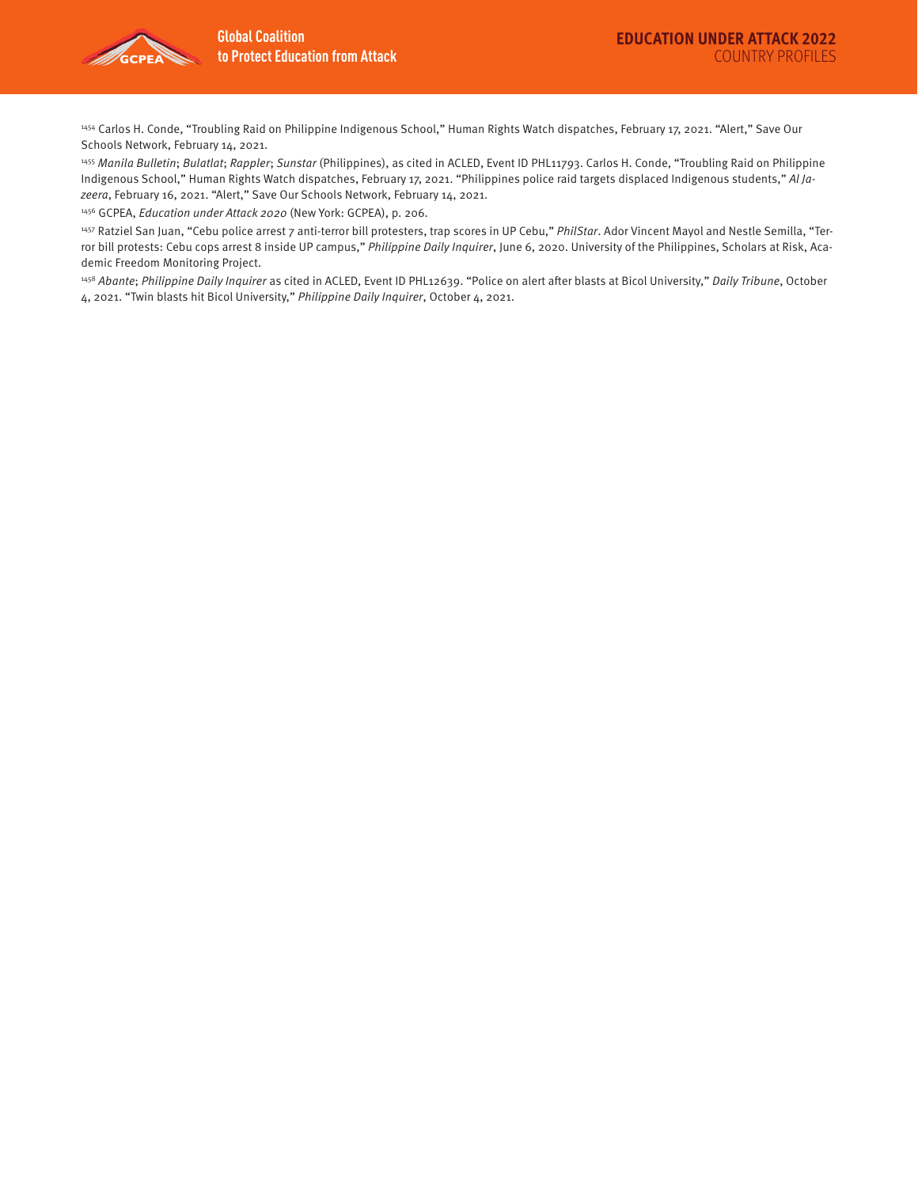[1454] Carlos H. Conde, "Troubling Raid on Philippine Indigenous School," Human Rights Watch dispatches, February 17, 2021. "Alert," Save Our Schools Network, February 14, 2021.

[1455] *Manila Bulletin*; *Bulatlat*; *Rappler*; *Sunstar* (Philippines), as cited in ACLED, Event ID PHL11793. Carlos H. Conde, "Troubling Raid on Philippine Indigenous School," Human Rights Watch dispatches, February 17, 2021. "Philippines police raid targets displaced Indigenous students," *Al Jazeera*, February 16, 2021. "Alert," Save Our Schools Network, February 14, 2021.

[1456] GCPEA, *Education under Attack 2020* (New York: GCPEA), p. 206.

[1457] Ratziel San Juan, "Cebu police arrest 7 anti-terror bill protesters, trap scores in UP Cebu," *PhilStar*. Ador Vincent Mayol and Nestle Semilla, "Terror bill protests: Cebu cops arrest 8 inside UP campus," *Philippine Daily Inquirer*, June 6, 2020. University of the Philippines, Scholars at Risk, Academic Freedom Monitoring Project.

[1458] *Abante*; *Philippine Daily Inquirer* as cited in ACLED, Event ID PHL12639. "Police on alert after blasts at Bicol University," *Daily Tribune*, October 4, 2021. "Twin blasts hit Bicol University," *Philippine Daily Inquirer*, October 4, 2021.